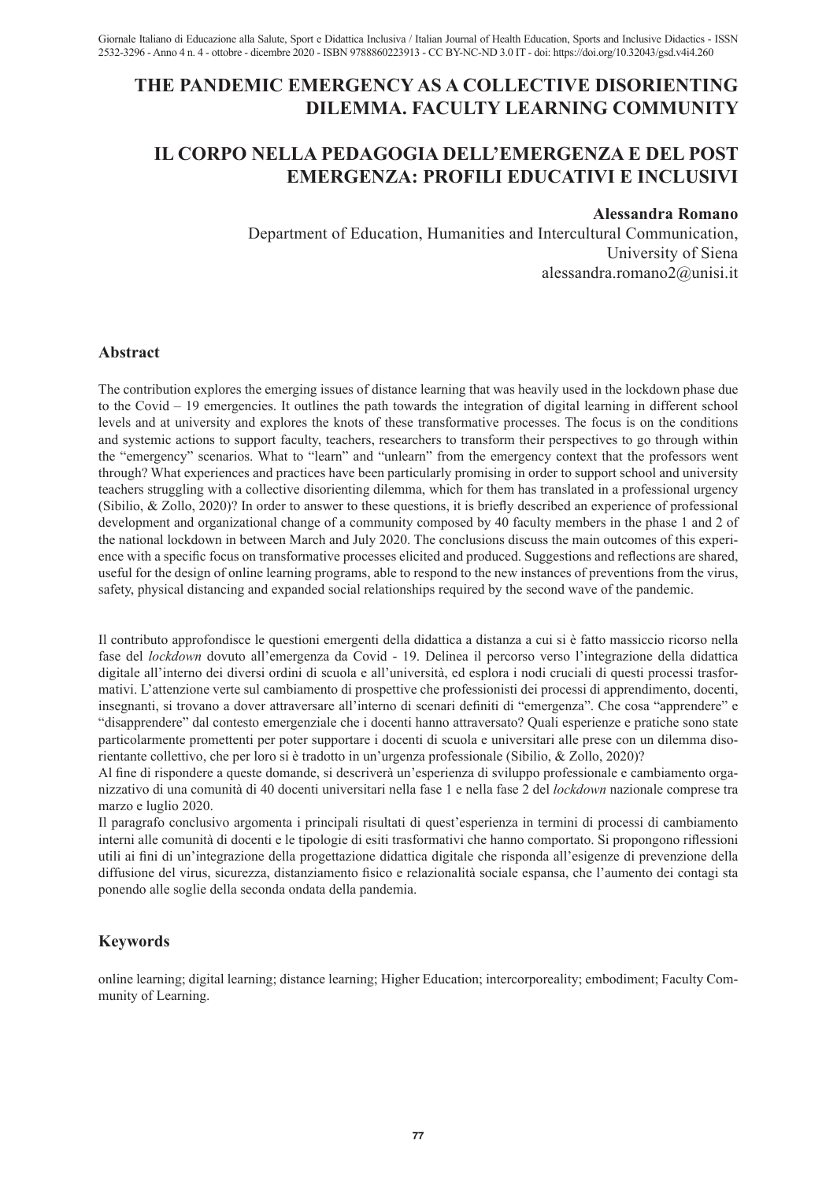# THE PANDEMIC EMERGENCY AS A COLLECTIVE DISORIENTING DILEMMA. FACULTY LEARNING COMMUNITY

# IL CORPO NELLA PEDAGOGIA DELL'EMERGENZA E DEL POST EMERGENZA: PROFILI EDUCATIVI E INCLUSIVI

**Alessandra Romano**

Department of Education, Humanities and Intercultural Communication, University of Siena
alessandra.romano2@unisi.it

## Abstract

The contribution explores the emerging issues of distance learning that was heavily used in the lockdown phase due to the Covid – 19 emergencies. It outlines the path towards the integration of digital learning in different school levels and at university and explores the knots of these transformative processes. The focus is on the conditions and systemic actions to support faculty, teachers, researchers to transform their perspectives to go through within the "emergency" scenarios. What to "learn" and "unlearn" from the emergency context that the professors went through? What experiences and practices have been particularly promising in order to support school and university teachers struggling with a collective disorienting dilemma, which for them has translated in a professional urgency (Sibilio, & Zollo, 2020)? In order to answer to these questions, it is briefly described an experience of professional development and organizational change of a community composed by 40 faculty members in the phase 1 and 2 of the national lockdown in between March and July 2020. The conclusions discuss the main outcomes of this experience with a specific focus on transformative processes elicited and produced. Suggestions and reflections are shared, useful for the design of online learning programs, able to respond to the new instances of preventions from the virus, safety, physical distancing and expanded social relationships required by the second wave of the pandemic.

Il contributo approfondisce le questioni emergenti della didattica a distanza a cui si è fatto massiccio ricorso nella fase del *lockdown* dovuto all'emergenza da Covid - 19. Delinea il percorso verso l'integrazione della didattica digitale all'interno dei diversi ordini di scuola e all'università, ed esplora i nodi cruciali di questi processi trasformativi. L'attenzione verte sul cambiamento di prospettive che professionisti dei processi di apprendimento, docenti, insegnanti, si trovano a dover attraversare all'interno di scenari definiti di "emergenza". Che cosa "apprendere" e "disapprendere" dal contesto emergenziale che i docenti hanno attraversato? Quali esperienze e pratiche sono state particolarmente promettenti per poter supportare i docenti di scuola e universitari alle prese con un dilemma disorientante collettivo, che per loro si è tradotto in un'urgenza professionale (Sibilio, & Zollo, 2020)?

Al fine di rispondere a queste domande, si descriverà un'esperienza di sviluppo professionale e cambiamento organizzativo di una comunità di 40 docenti universitari nella fase 1 e nella fase 2 del *lockdown* nazionale comprese tra marzo e luglio 2020.

Il paragrafo conclusivo argomenta i principali risultati di quest'esperienza in termini di processi di cambiamento interni alle comunità di docenti e le tipologie di esiti trasformativi che hanno comportato. Si propongono riflessioni utili ai fini di un'integrazione della progettazione didattica digitale che risponda all'esigenze di prevenzione della diffusione del virus, sicurezza, distanziamento fisico e relazionalità sociale espansa, che l'aumento dei contagi sta ponendo alle soglie della seconda ondata della pandemia.

## Keywords

online learning; digital learning; distance learning; Higher Education; intercorporeality; embodiment; Faculty Community of Learning.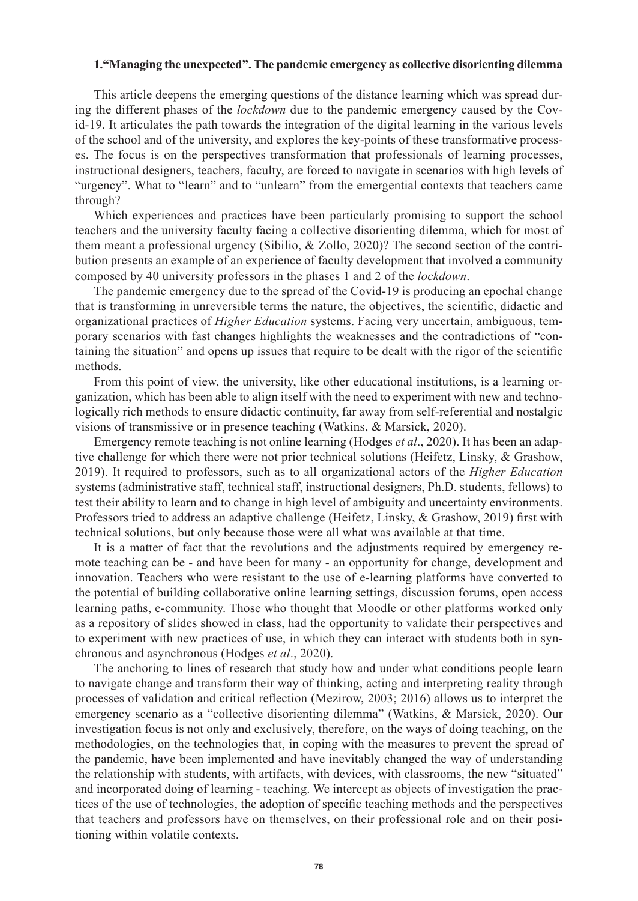## 1."Managing the unexpected". The pandemic emergency as collective disorienting dilemma

This article deepens the emerging questions of the distance learning which was spread during the different phases of the *lockdown* due to the pandemic emergency caused by the Covid-19. It articulates the path towards the integration of the digital learning in the various levels of the school and of the university, and explores the key-points of these transformative processes. The focus is on the perspectives transformation that professionals of learning processes, instructional designers, teachers, faculty, are forced to navigate in scenarios with high levels of "urgency". What to "learn" and to "unlearn" from the emergential contexts that teachers came through?

Which experiences and practices have been particularly promising to support the school teachers and the university faculty facing a collective disorienting dilemma, which for most of them meant a professional urgency (Sibilio, & Zollo, 2020)? The second section of the contribution presents an example of an experience of faculty development that involved a community composed by 40 university professors in the phases 1 and 2 of the *lockdown*.

The pandemic emergency due to the spread of the Covid-19 is producing an epochal change that is transforming in unreversible terms the nature, the objectives, the scientific, didactic and organizational practices of *Higher Education* systems. Facing very uncertain, ambiguous, temporary scenarios with fast changes highlights the weaknesses and the contradictions of "containing the situation" and opens up issues that require to be dealt with the rigor of the scientific methods.

From this point of view, the university, like other educational institutions, is a learning organization, which has been able to align itself with the need to experiment with new and technologically rich methods to ensure didactic continuity, far away from self-referential and nostalgic visions of transmissive or in presence teaching (Watkins, & Marsick, 2020).

Emergency remote teaching is not online learning (Hodges *et al*., 2020). It has been an adaptive challenge for which there were not prior technical solutions (Heifetz, Linsky, & Grashow, 2019). It required to professors, such as to all organizational actors of the *Higher Education* systems (administrative staff, technical staff, instructional designers, Ph.D. students, fellows) to test their ability to learn and to change in high level of ambiguity and uncertainty environments. Professors tried to address an adaptive challenge (Heifetz, Linsky, & Grashow, 2019) first with technical solutions, but only because those were all what was available at that time.

It is a matter of fact that the revolutions and the adjustments required by emergency remote teaching can be - and have been for many - an opportunity for change, development and innovation. Teachers who were resistant to the use of e-learning platforms have converted to the potential of building collaborative online learning settings, discussion forums, open access learning paths, e-community. Those who thought that Moodle or other platforms worked only as a repository of slides showed in class, had the opportunity to validate their perspectives and to experiment with new practices of use, in which they can interact with students both in synchronous and asynchronous (Hodges *et al*., 2020).

The anchoring to lines of research that study how and under what conditions people learn to navigate change and transform their way of thinking, acting and interpreting reality through processes of validation and critical reflection (Mezirow, 2003; 2016) allows us to interpret the emergency scenario as a "collective disorienting dilemma" (Watkins, & Marsick, 2020). Our investigation focus is not only and exclusively, therefore, on the ways of doing teaching, on the methodologies, on the technologies that, in coping with the measures to prevent the spread of the pandemic, have been implemented and have inevitably changed the way of understanding the relationship with students, with artifacts, with devices, with classrooms, the new "situated" and incorporated doing of learning - teaching. We intercept as objects of investigation the practices of the use of technologies, the adoption of specific teaching methods and the perspectives that teachers and professors have on themselves, on their professional role and on their positioning within volatile contexts.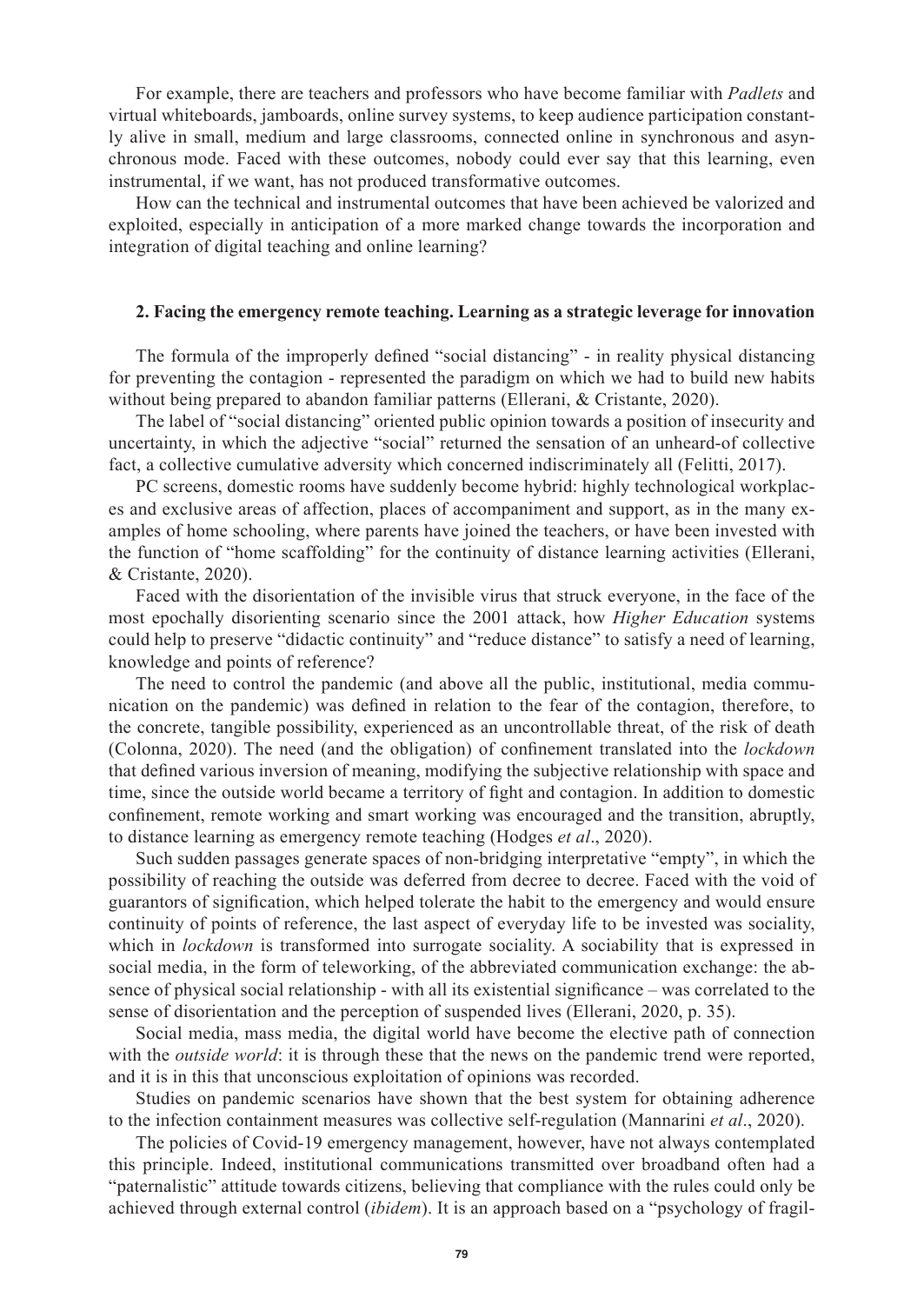For example, there are teachers and professors who have become familiar with *Padlets* and virtual whiteboards, jamboards, online survey systems, to keep audience participation constantly alive in small, medium and large classrooms, connected online in synchronous and asynchronous mode. Faced with these outcomes, nobody could ever say that this learning, even instrumental, if we want, has not produced transformative outcomes.

How can the technical and instrumental outcomes that have been achieved be valorized and exploited, especially in anticipation of a more marked change towards the incorporation and integration of digital teaching and online learning?

## 2. Facing the emergency remote teaching. Learning as a strategic leverage for innovation

The formula of the improperly defined "social distancing" - in reality physical distancing for preventing the contagion - represented the paradigm on which we had to build new habits without being prepared to abandon familiar patterns (Ellerani, & Cristante, 2020).

The label of "social distancing" oriented public opinion towards a position of insecurity and uncertainty, in which the adjective "social" returned the sensation of an unheard-of collective fact, a collective cumulative adversity which concerned indiscriminately all (Felitti, 2017).

PC screens, domestic rooms have suddenly become hybrid: highly technological workplaces and exclusive areas of affection, places of accompaniment and support, as in the many examples of home schooling, where parents have joined the teachers, or have been invested with the function of "home scaffolding" for the continuity of distance learning activities (Ellerani, & Cristante, 2020).

Faced with the disorientation of the invisible virus that struck everyone, in the face of the most epochally disorienting scenario since the 2001 attack, how *Higher Education* systems could help to preserve "didactic continuity" and "reduce distance" to satisfy a need of learning, knowledge and points of reference?

The need to control the pandemic (and above all the public, institutional, media communication on the pandemic) was defined in relation to the fear of the contagion, therefore, to the concrete, tangible possibility, experienced as an uncontrollable threat, of the risk of death (Colonna, 2020). The need (and the obligation) of confinement translated into the *lockdown* that defined various inversion of meaning, modifying the subjective relationship with space and time, since the outside world became a territory of fight and contagion. In addition to domestic confinement, remote working and smart working was encouraged and the transition, abruptly, to distance learning as emergency remote teaching (Hodges *et al*., 2020).

Such sudden passages generate spaces of non-bridging interpretative "empty", in which the possibility of reaching the outside was deferred from decree to decree. Faced with the void of guarantors of signification, which helped tolerate the habit to the emergency and would ensure continuity of points of reference, the last aspect of everyday life to be invested was sociality, which in *lockdown* is transformed into surrogate sociality. A sociability that is expressed in social media, in the form of teleworking, of the abbreviated communication exchange: the absence of physical social relationship - with all its existential significance – was correlated to the sense of disorientation and the perception of suspended lives (Ellerani, 2020, p. 35).

Social media, mass media, the digital world have become the elective path of connection with the *outside world*: it is through these that the news on the pandemic trend were reported, and it is in this that unconscious exploitation of opinions was recorded.

Studies on pandemic scenarios have shown that the best system for obtaining adherence to the infection containment measures was collective self-regulation (Mannarini *et al*., 2020).

The policies of Covid-19 emergency management, however, have not always contemplated this principle. Indeed, institutional communications transmitted over broadband often had a "paternalistic" attitude towards citizens, believing that compliance with the rules could only be achieved through external control (*ibidem*). It is an approach based on a "psychology of fragil-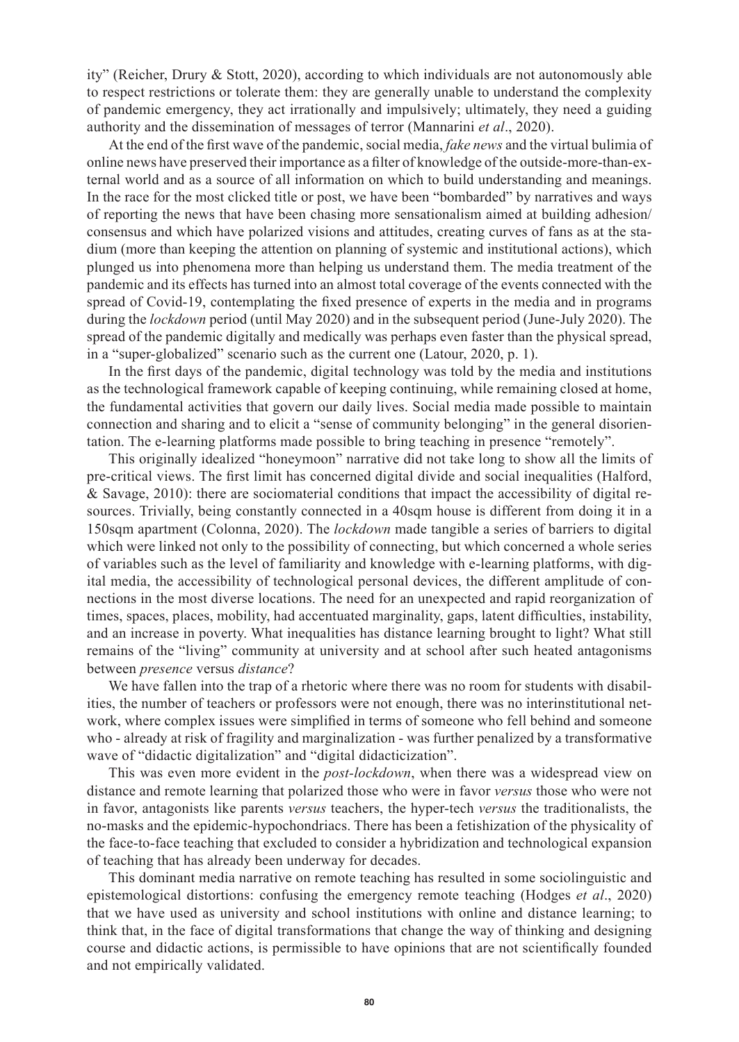ity" (Reicher, Drury & Stott, 2020), according to which individuals are not autonomously able to respect restrictions or tolerate them: they are generally unable to understand the complexity of pandemic emergency, they act irrationally and impulsively; ultimately, they need a guiding authority and the dissemination of messages of terror (Mannarini *et al*., 2020).

At the end of the first wave of the pandemic, social media, *fake news* and the virtual bulimia of online news have preserved their importance as a filter of knowledge of the outside-more-than-external world and as a source of all information on which to build understanding and meanings. In the race for the most clicked title or post, we have been "bombarded" by narratives and ways of reporting the news that have been chasing more sensationalism aimed at building adhesion/consensus and which have polarized visions and attitudes, creating curves of fans as at the stadium (more than keeping the attention on planning of systemic and institutional actions), which plunged us into phenomena more than helping us understand them. The media treatment of the pandemic and its effects has turned into an almost total coverage of the events connected with the spread of Covid-19, contemplating the fixed presence of experts in the media and in programs during the *lockdown* period (until May 2020) and in the subsequent period (June-July 2020). The spread of the pandemic digitally and medically was perhaps even faster than the physical spread, in a "super-globalized" scenario such as the current one (Latour, 2020, p. 1).

In the first days of the pandemic, digital technology was told by the media and institutions as the technological framework capable of keeping continuing, while remaining closed at home, the fundamental activities that govern our daily lives. Social media made possible to maintain connection and sharing and to elicit a "sense of community belonging" in the general disorientation. The e-learning platforms made possible to bring teaching in presence "remotely".

This originally idealized "honeymoon" narrative did not take long to show all the limits of pre-critical views. The first limit has concerned digital divide and social inequalities (Halford, & Savage, 2010): there are sociomaterial conditions that impact the accessibility of digital resources. Trivially, being constantly connected in a 40sqm house is different from doing it in a 150sqm apartment (Colonna, 2020). The *lockdown* made tangible a series of barriers to digital which were linked not only to the possibility of connecting, but which concerned a whole series of variables such as the level of familiarity and knowledge with e-learning platforms, with digital media, the accessibility of technological personal devices, the different amplitude of connections in the most diverse locations. The need for an unexpected and rapid reorganization of times, spaces, places, mobility, had accentuated marginality, gaps, latent difficulties, instability, and an increase in poverty. What inequalities has distance learning brought to light? What still remains of the "living" community at university and at school after such heated antagonisms between *presence* versus *distance*?

We have fallen into the trap of a rhetoric where there was no room for students with disabilities, the number of teachers or professors were not enough, there was no interinstitutional network, where complex issues were simplified in terms of someone who fell behind and someone who - already at risk of fragility and marginalization - was further penalized by a transformative wave of "didactic digitalization" and "digital didacticization".

This was even more evident in the *post-lockdown*, when there was a widespread view on distance and remote learning that polarized those who were in favor *versus* those who were not in favor, antagonists like parents *versus* teachers, the hyper-tech *versus* the traditionalists, the no-masks and the epidemic-hypochondriacs. There has been a fetishization of the physicality of the face-to-face teaching that excluded to consider a hybridization and technological expansion of teaching that has already been underway for decades.

This dominant media narrative on remote teaching has resulted in some sociolinguistic and epistemological distortions: confusing the emergency remote teaching (Hodges *et al*., 2020) that we have used as university and school institutions with online and distance learning; to think that, in the face of digital transformations that change the way of thinking and designing course and didactic actions, is permissible to have opinions that are not scientifically founded and not empirically validated.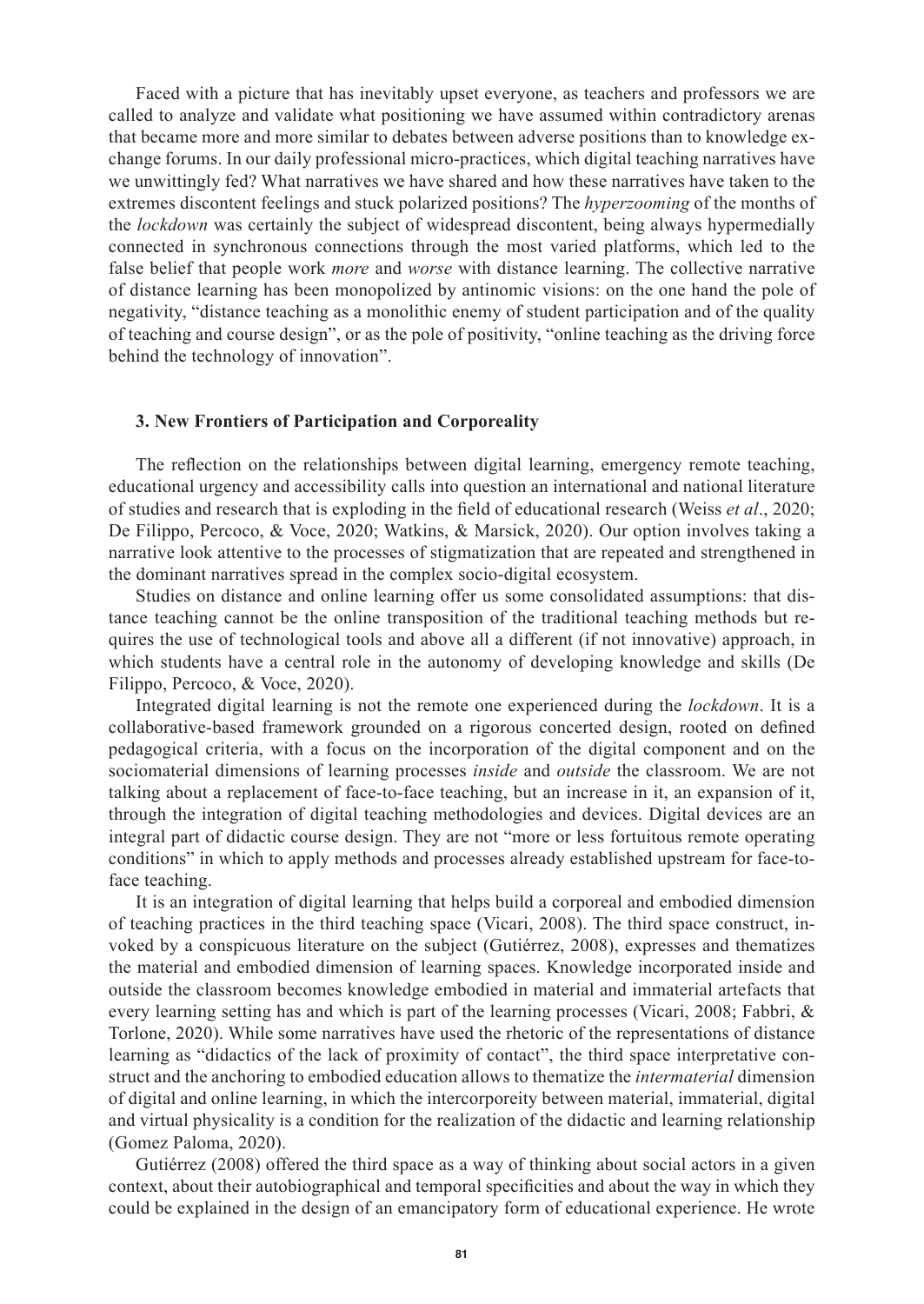Faced with a picture that has inevitably upset everyone, as teachers and professors we are called to analyze and validate what positioning we have assumed within contradictory arenas that became more and more similar to debates between adverse positions than to knowledge exchange forums. In our daily professional micro-practices, which digital teaching narratives have we unwittingly fed? What narratives we have shared and how these narratives have taken to the extremes discontent feelings and stuck polarized positions? The *hyperzooming* of the months of the *lockdown* was certainly the subject of widespread discontent, being always hypermedially connected in synchronous connections through the most varied platforms, which led to the false belief that people work *more* and *worse* with distance learning. The collective narrative of distance learning has been monopolized by antinomic visions: on the one hand the pole of negativity, "distance teaching as a monolithic enemy of student participation and of the quality of teaching and course design", or as the pole of positivity, "online teaching as the driving force behind the technology of innovation".

### 3. New Frontiers of Participation and Corporeality

The reflection on the relationships between digital learning, emergency remote teaching, educational urgency and accessibility calls into question an international and national literature of studies and research that is exploding in the field of educational research (Weiss *et al*., 2020; De Filippo, Percoco, & Voce, 2020; Watkins, & Marsick, 2020). Our option involves taking a narrative look attentive to the processes of stigmatization that are repeated and strengthened in the dominant narratives spread in the complex socio-digital ecosystem.

Studies on distance and online learning offer us some consolidated assumptions: that distance teaching cannot be the online transposition of the traditional teaching methods but requires the use of technological tools and above all a different (if not innovative) approach, in which students have a central role in the autonomy of developing knowledge and skills (De Filippo, Percoco, & Voce, 2020).

Integrated digital learning is not the remote one experienced during the *lockdown*. It is a collaborative-based framework grounded on a rigorous concerted design, rooted on defined pedagogical criteria, with a focus on the incorporation of the digital component and on the sociomaterial dimensions of learning processes *inside* and *outside* the classroom. We are not talking about a replacement of face-to-face teaching, but an increase in it, an expansion of it, through the integration of digital teaching methodologies and devices. Digital devices are an integral part of didactic course design. They are not "more or less fortuitous remote operating conditions" in which to apply methods and processes already established upstream for face-to-face teaching.

It is an integration of digital learning that helps build a corporeal and embodied dimension of teaching practices in the third teaching space (Vicari, 2008). The third space construct, invoked by a conspicuous literature on the subject (Gutiérrez, 2008), expresses and thematizes the material and embodied dimension of learning spaces. Knowledge incorporated inside and outside the classroom becomes knowledge embodied in material and immaterial artefacts that every learning setting has and which is part of the learning processes (Vicari, 2008; Fabbri, & Torlone, 2020). While some narratives have used the rhetoric of the representations of distance learning as "didactics of the lack of proximity of contact", the third space interpretative construct and the anchoring to embodied education allows to thematize the *intermaterial* dimension of digital and online learning, in which the intercorporeity between material, immaterial, digital and virtual physicality is a condition for the realization of the didactic and learning relationship (Gomez Paloma, 2020).

Gutiérrez (2008) offered the third space as a way of thinking about social actors in a given context, about their autobiographical and temporal specificities and about the way in which they could be explained in the design of an emancipatory form of educational experience. He wrote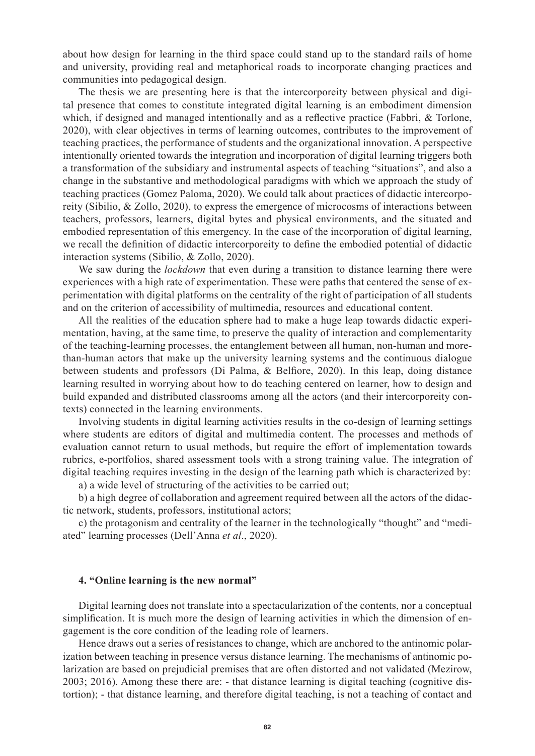about how design for learning in the third space could stand up to the standard rails of home and university, providing real and metaphorical roads to incorporate changing practices and communities into pedagogical design.

The thesis we are presenting here is that the intercorporeity between physical and digital presence that comes to constitute integrated digital learning is an embodiment dimension which, if designed and managed intentionally and as a reflective practice (Fabbri, & Torlone, 2020), with clear objectives in terms of learning outcomes, contributes to the improvement of teaching practices, the performance of students and the organizational innovation. A perspective intentionally oriented towards the integration and incorporation of digital learning triggers both a transformation of the subsidiary and instrumental aspects of teaching "situations", and also a change in the substantive and methodological paradigms with which we approach the study of teaching practices (Gomez Paloma, 2020). We could talk about practices of didactic intercorporeity (Sibilio, & Zollo, 2020), to express the emergence of microcosms of interactions between teachers, professors, learners, digital bytes and physical environments, and the situated and embodied representation of this emergency. In the case of the incorporation of digital learning, we recall the definition of didactic intercorporeity to define the embodied potential of didactic interaction systems (Sibilio, & Zollo, 2020).

We saw during the *lockdown* that even during a transition to distance learning there were experiences with a high rate of experimentation. These were paths that centered the sense of experimentation with digital platforms on the centrality of the right of participation of all students and on the criterion of accessibility of multimedia, resources and educational content.

All the realities of the education sphere had to make a huge leap towards didactic experimentation, having, at the same time, to preserve the quality of interaction and complementarity of the teaching-learning processes, the entanglement between all human, non-human and more-than-human actors that make up the university learning systems and the continuous dialogue between students and professors (Di Palma, & Belfiore, 2020). In this leap, doing distance learning resulted in worrying about how to do teaching centered on learner, how to design and build expanded and distributed classrooms among all the actors (and their intercorporeity contexts) connected in the learning environments.

Involving students in digital learning activities results in the co-design of learning settings where students are editors of digital and multimedia content. The processes and methods of evaluation cannot return to usual methods, but require the effort of implementation towards rubrics, e-portfolios, shared assessment tools with a strong training value. The integration of digital teaching requires investing in the design of the learning path which is characterized by:

a) a wide level of structuring of the activities to be carried out;

b) a high degree of collaboration and agreement required between all the actors of the didactic network, students, professors, institutional actors;

c) the protagonism and centrality of the learner in the technologically "thought" and "mediated" learning processes (Dell'Anna *et al*., 2020).

#### 4. "Online learning is the new normal"

Digital learning does not translate into a spectacularization of the contents, nor a conceptual simplification. It is much more the design of learning activities in which the dimension of engagement is the core condition of the leading role of learners.

Hence draws out a series of resistances to change, which are anchored to the antinomic polarization between teaching in presence versus distance learning. The mechanisms of antinomic polarization are based on prejudicial premises that are often distorted and not validated (Mezirow, 2003; 2016). Among these there are: - that distance learning is digital teaching (cognitive distortion); - that distance learning, and therefore digital teaching, is not a teaching of contact and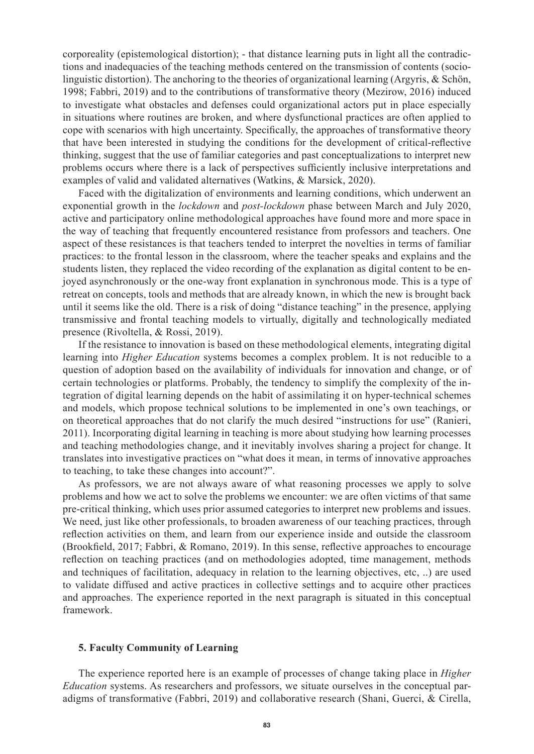corporeality (epistemological distortion); - that distance learning puts in light all the contradictions and inadequacies of the teaching methods centered on the transmission of contents (sociolinguistic distortion). The anchoring to the theories of organizational learning (Argyris, & Schön, 1998; Fabbri, 2019) and to the contributions of transformative theory (Mezirow, 2016) induced to investigate what obstacles and defenses could organizational actors put in place especially in situations where routines are broken, and where dysfunctional practices are often applied to cope with scenarios with high uncertainty. Specifically, the approaches of transformative theory that have been interested in studying the conditions for the development of critical-reflective thinking, suggest that the use of familiar categories and past conceptualizations to interpret new problems occurs where there is a lack of perspectives sufficiently inclusive interpretations and examples of valid and validated alternatives (Watkins, & Marsick, 2020).

Faced with the digitalization of environments and learning conditions, which underwent an exponential growth in the *lockdown* and *post-lockdown* phase between March and July 2020, active and participatory online methodological approaches have found more and more space in the way of teaching that frequently encountered resistance from professors and teachers. One aspect of these resistances is that teachers tended to interpret the novelties in terms of familiar practices: to the frontal lesson in the classroom, where the teacher speaks and explains and the students listen, they replaced the video recording of the explanation as digital content to be enjoyed asynchronously or the one-way front explanation in synchronous mode. This is a type of retreat on concepts, tools and methods that are already known, in which the new is brought back until it seems like the old. There is a risk of doing "distance teaching" in the presence, applying transmissive and frontal teaching models to virtually, digitally and technologically mediated presence (Rivoltella, & Rossi, 2019).

If the resistance to innovation is based on these methodological elements, integrating digital learning into *Higher Education* systems becomes a complex problem. It is not reducible to a question of adoption based on the availability of individuals for innovation and change, or of certain technologies or platforms. Probably, the tendency to simplify the complexity of the integration of digital learning depends on the habit of assimilating it on hyper-technical schemes and models, which propose technical solutions to be implemented in one's own teachings, or on theoretical approaches that do not clarify the much desired "instructions for use" (Ranieri, 2011). Incorporating digital learning in teaching is more about studying how learning processes and teaching methodologies change, and it inevitably involves sharing a project for change. It translates into investigative practices on "what does it mean, in terms of innovative approaches to teaching, to take these changes into account?".

As professors, we are not always aware of what reasoning processes we apply to solve problems and how we act to solve the problems we encounter: we are often victims of that same pre-critical thinking, which uses prior assumed categories to interpret new problems and issues. We need, just like other professionals, to broaden awareness of our teaching practices, through reflection activities on them, and learn from our experience inside and outside the classroom (Brookfield, 2017; Fabbri, & Romano, 2019). In this sense, reflective approaches to encourage reflection on teaching practices (and on methodologies adopted, time management, methods and techniques of facilitation, adequacy in relation to the learning objectives, etc, ..) are used to validate diffused and active practices in collective settings and to acquire other practices and approaches. The experience reported in the next paragraph is situated in this conceptual framework.

## 5. Faculty Community of Learning

The experience reported here is an example of processes of change taking place in *Higher Education* systems. As researchers and professors, we situate ourselves in the conceptual paradigms of transformative (Fabbri, 2019) and collaborative research (Shani, Guerci, & Cirella,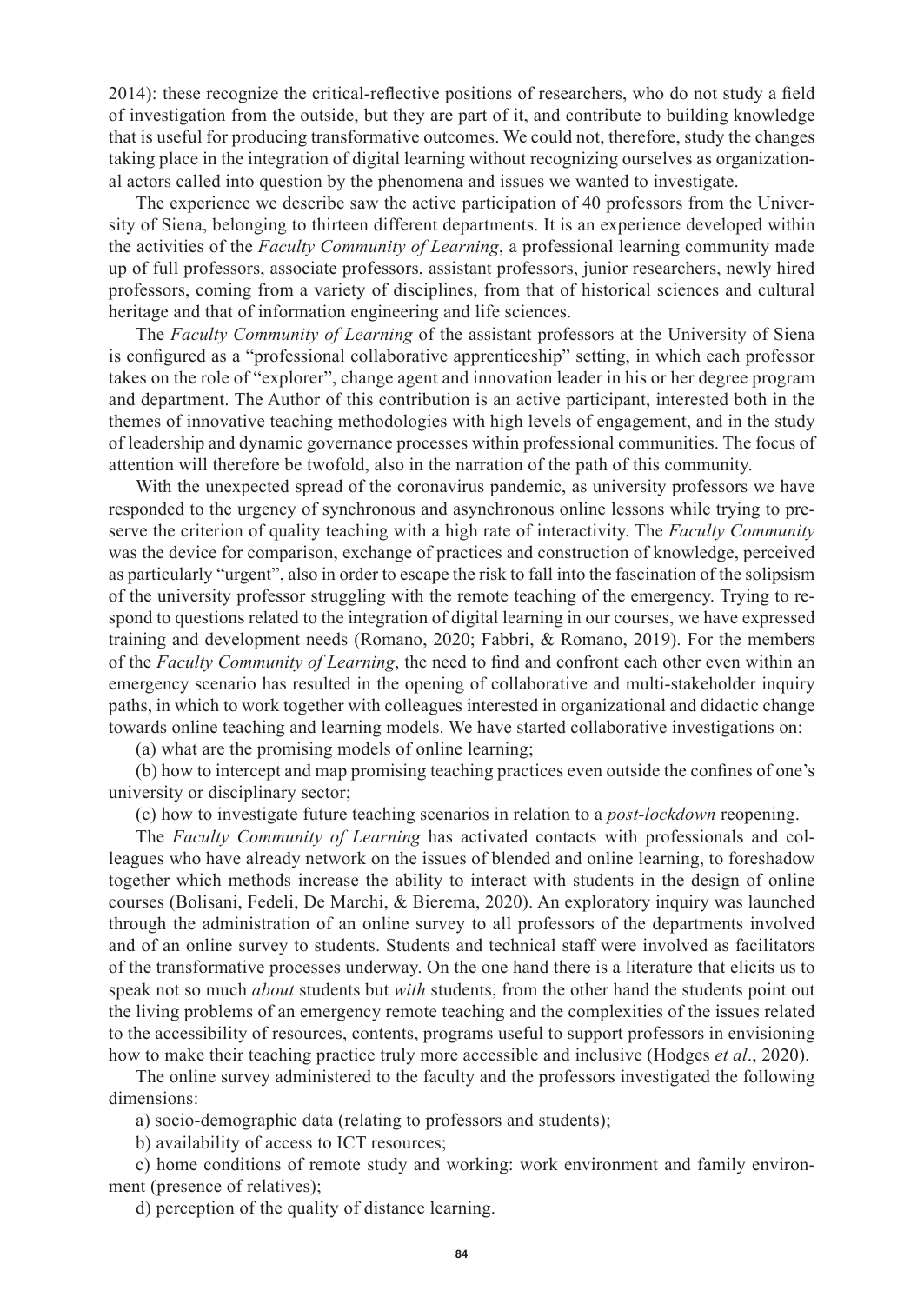2014): these recognize the critical-reflective positions of researchers, who do not study a field of investigation from the outside, but they are part of it, and contribute to building knowledge that is useful for producing transformative outcomes. We could not, therefore, study the changes taking place in the integration of digital learning without recognizing ourselves as organizational actors called into question by the phenomena and issues we wanted to investigate.

The experience we describe saw the active participation of 40 professors from the University of Siena, belonging to thirteen different departments. It is an experience developed within the activities of the *Faculty Community of Learning*, a professional learning community made up of full professors, associate professors, assistant professors, junior researchers, newly hired professors, coming from a variety of disciplines, from that of historical sciences and cultural heritage and that of information engineering and life sciences.

The *Faculty Community of Learning* of the assistant professors at the University of Siena is configured as a "professional collaborative apprenticeship" setting, in which each professor takes on the role of "explorer", change agent and innovation leader in his or her degree program and department. The Author of this contribution is an active participant, interested both in the themes of innovative teaching methodologies with high levels of engagement, and in the study of leadership and dynamic governance processes within professional communities. The focus of attention will therefore be twofold, also in the narration of the path of this community.

With the unexpected spread of the coronavirus pandemic, as university professors we have responded to the urgency of synchronous and asynchronous online lessons while trying to preserve the criterion of quality teaching with a high rate of interactivity. The *Faculty Community* was the device for comparison, exchange of practices and construction of knowledge, perceived as particularly "urgent", also in order to escape the risk to fall into the fascination of the solipsism of the university professor struggling with the remote teaching of the emergency. Trying to respond to questions related to the integration of digital learning in our courses, we have expressed training and development needs (Romano, 2020; Fabbri, & Romano, 2019). For the members of the *Faculty Community of Learning*, the need to find and confront each other even within an emergency scenario has resulted in the opening of collaborative and multi-stakeholder inquiry paths, in which to work together with colleagues interested in organizational and didactic change towards online teaching and learning models. We have started collaborative investigations on:

(a) what are the promising models of online learning;

(b) how to intercept and map promising teaching practices even outside the confines of one's university or disciplinary sector;

(c) how to investigate future teaching scenarios in relation to a *post-lockdown* reopening.

The *Faculty Community of Learning* has activated contacts with professionals and colleagues who have already network on the issues of blended and online learning, to foreshadow together which methods increase the ability to interact with students in the design of online courses (Bolisani, Fedeli, De Marchi, & Bierema, 2020). An exploratory inquiry was launched through the administration of an online survey to all professors of the departments involved and of an online survey to students. Students and technical staff were involved as facilitators of the transformative processes underway. On the one hand there is a literature that elicits us to speak not so much *about* students but *with* students, from the other hand the students point out the living problems of an emergency remote teaching and the complexities of the issues related to the accessibility of resources, contents, programs useful to support professors in envisioning how to make their teaching practice truly more accessible and inclusive (Hodges *et al*., 2020).

The online survey administered to the faculty and the professors investigated the following dimensions:

a) socio-demographic data (relating to professors and students);

b) availability of access to ICT resources;

c) home conditions of remote study and working: work environment and family environment (presence of relatives);

d) perception of the quality of distance learning.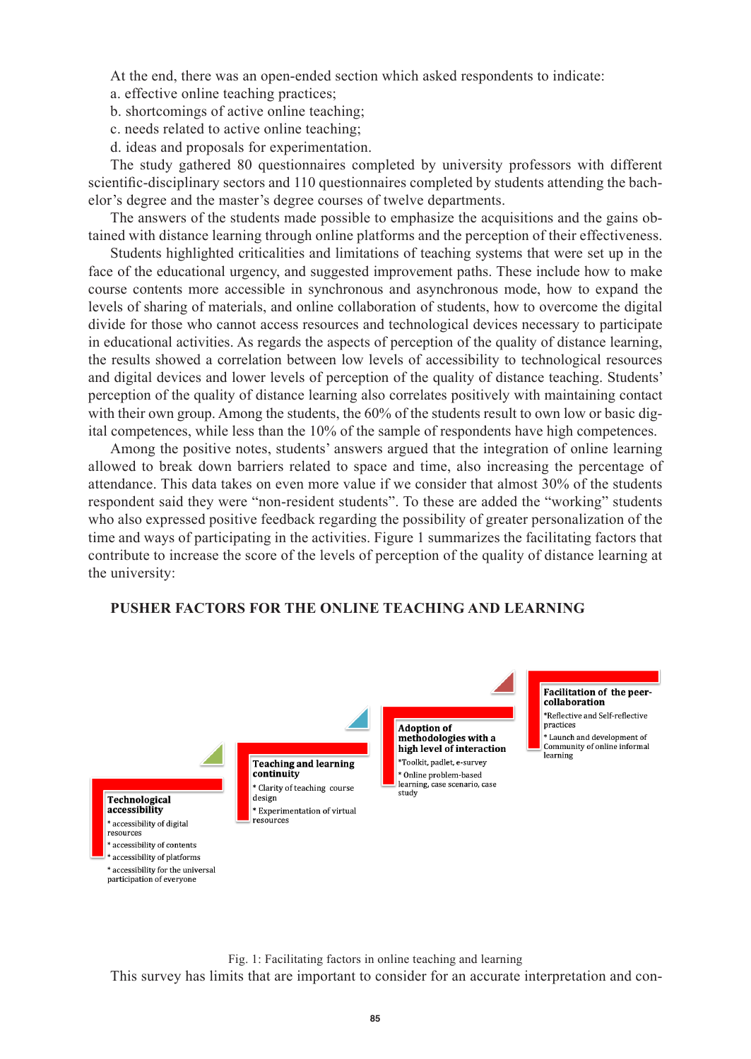At the end, there was an open-ended section which asked respondents to indicate:

a. effective online teaching practices;
b. shortcomings of active online teaching;
c. needs related to active online teaching;
d. ideas and proposals for experimentation.

The study gathered 80 questionnaires completed by university professors with different scientific-disciplinary sectors and 110 questionnaires completed by students attending the bachelor's degree and the master's degree courses of twelve departments.

The answers of the students made possible to emphasize the acquisitions and the gains obtained with distance learning through online platforms and the perception of their effectiveness.

Students highlighted criticalities and limitations of teaching systems that were set up in the face of the educational urgency, and suggested improvement paths. These include how to make course contents more accessible in synchronous and asynchronous mode, how to expand the levels of sharing of materials, and online collaboration of students, how to overcome the digital divide for those who cannot access resources and technological devices necessary to participate in educational activities. As regards the aspects of perception of the quality of distance learning, the results showed a correlation between low levels of accessibility to technological resources and digital devices and lower levels of perception of the quality of distance teaching. Students' perception of the quality of distance learning also correlates positively with maintaining contact with their own group. Among the students, the 60% of the students result to own low or basic digital competences, while less than the 10% of the sample of respondents have high competences.

Among the positive notes, students' answers argued that the integration of online learning allowed to break down barriers related to space and time, also increasing the percentage of attendance. This data takes on even more value if we consider that almost 30% of the students respondent said they were "non-resident students". To these are added the "working" students who also expressed positive feedback regarding the possibility of greater personalization of the time and ways of participating in the activities. Figure 1 summarizes the facilitating factors that contribute to increase the score of the levels of perception of the quality of distance learning at the university:

**PUSHER FACTORS FOR THE ONLINE TEACHING AND LEARNING**

**Technological accessibility**
* accessibility of digital resources
* accessibility of contents
* accessibility of platforms
* accessibility for the universal participation of everyone

**Teaching and learning continuity**
* Clarity of teaching course design
* Experimentation of virtual resources

**Adoption of methodologies with a high level of interaction**
*Toolkit, padlet, e-survey
* Online problem-based learning, case scenario, case study

**Facilitation of the peer-collaboration**
*Reflective and Self-reflective practices
* Launch and development of Community of online informal learning

Fig. 1: Facilitating factors in online teaching and learning

This survey has limits that are important to consider for an accurate interpretation and con-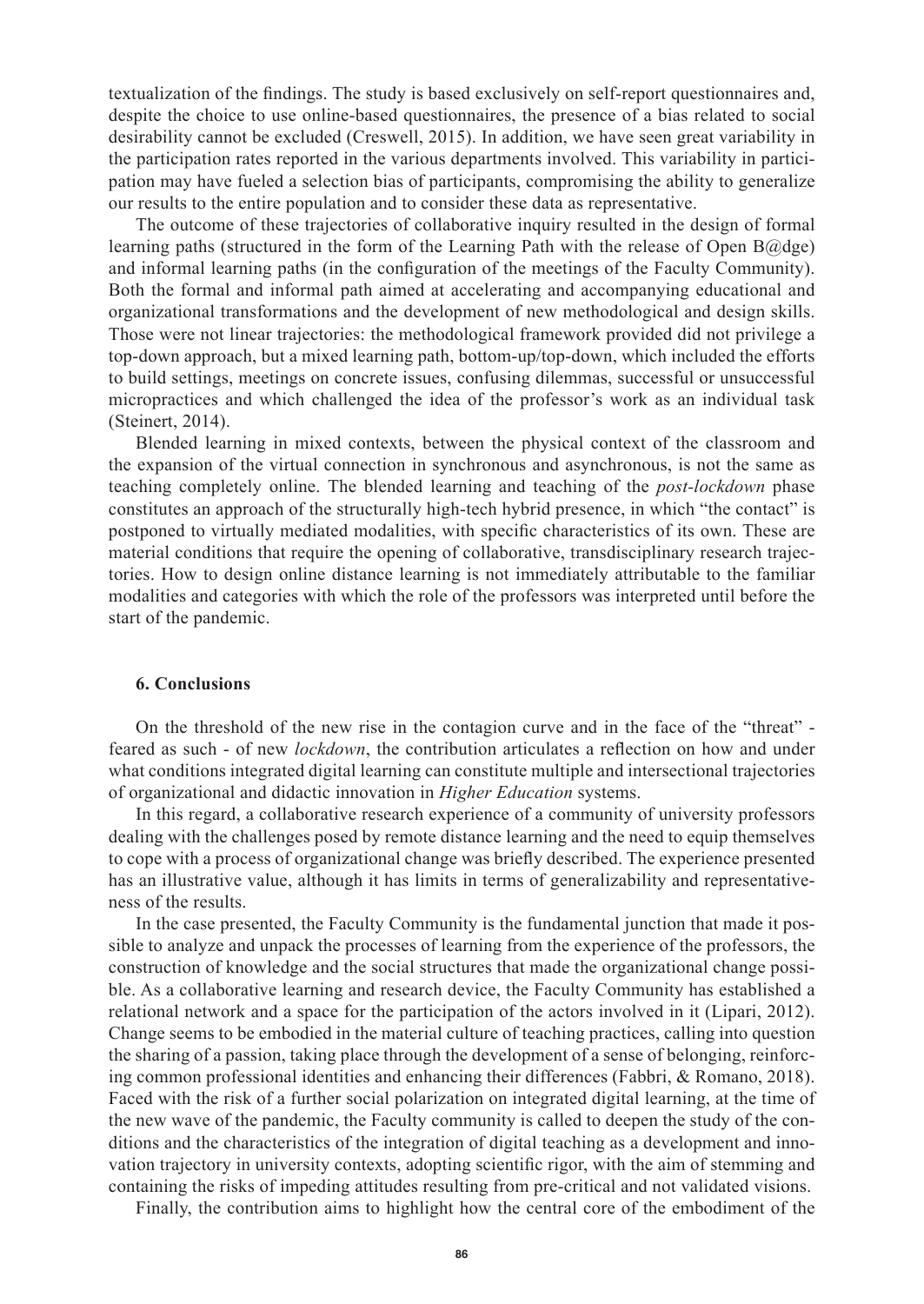textualization of the findings. The study is based exclusively on self-report questionnaires and, despite the choice to use online-based questionnaires, the presence of a bias related to social desirability cannot be excluded (Creswell, 2015). In addition, we have seen great variability in the participation rates reported in the various departments involved. This variability in participation may have fueled a selection bias of participants, compromising the ability to generalize our results to the entire population and to consider these data as representative.

The outcome of these trajectories of collaborative inquiry resulted in the design of formal learning paths (structured in the form of the Learning Path with the release of Open B@dge) and informal learning paths (in the configuration of the meetings of the Faculty Community). Both the formal and informal path aimed at accelerating and accompanying educational and organizational transformations and the development of new methodological and design skills. Those were not linear trajectories: the methodological framework provided did not privilege a top-down approach, but a mixed learning path, bottom-up/top-down, which included the efforts to build settings, meetings on concrete issues, confusing dilemmas, successful or unsuccessful micropractices and which challenged the idea of the professor's work as an individual task (Steinert, 2014).

Blended learning in mixed contexts, between the physical context of the classroom and the expansion of the virtual connection in synchronous and asynchronous, is not the same as teaching completely online. The blended learning and teaching of the *post-lockdown* phase constitutes an approach of the structurally high-tech hybrid presence, in which "the contact" is postponed to virtually mediated modalities, with specific characteristics of its own. These are material conditions that require the opening of collaborative, transdisciplinary research trajectories. How to design online distance learning is not immediately attributable to the familiar modalities and categories with which the role of the professors was interpreted until before the start of the pandemic.

## 6. Conclusions

On the threshold of the new rise in the contagion curve and in the face of the "threat" - feared as such - of new *lockdown*, the contribution articulates a reflection on how and under what conditions integrated digital learning can constitute multiple and intersectional trajectories of organizational and didactic innovation in *Higher Education* systems.

In this regard, a collaborative research experience of a community of university professors dealing with the challenges posed by remote distance learning and the need to equip themselves to cope with a process of organizational change was briefly described. The experience presented has an illustrative value, although it has limits in terms of generalizability and representativeness of the results.

In the case presented, the Faculty Community is the fundamental junction that made it possible to analyze and unpack the processes of learning from the experience of the professors, the construction of knowledge and the social structures that made the organizational change possible. As a collaborative learning and research device, the Faculty Community has established a relational network and a space for the participation of the actors involved in it (Lipari, 2012). Change seems to be embodied in the material culture of teaching practices, calling into question the sharing of a passion, taking place through the development of a sense of belonging, reinforcing common professional identities and enhancing their differences (Fabbri, & Romano, 2018). Faced with the risk of a further social polarization on integrated digital learning, at the time of the new wave of the pandemic, the Faculty community is called to deepen the study of the conditions and the characteristics of the integration of digital teaching as a development and innovation trajectory in university contexts, adopting scientific rigor, with the aim of stemming and containing the risks of impeding attitudes resulting from pre-critical and not validated visions.

Finally, the contribution aims to highlight how the central core of the embodiment of the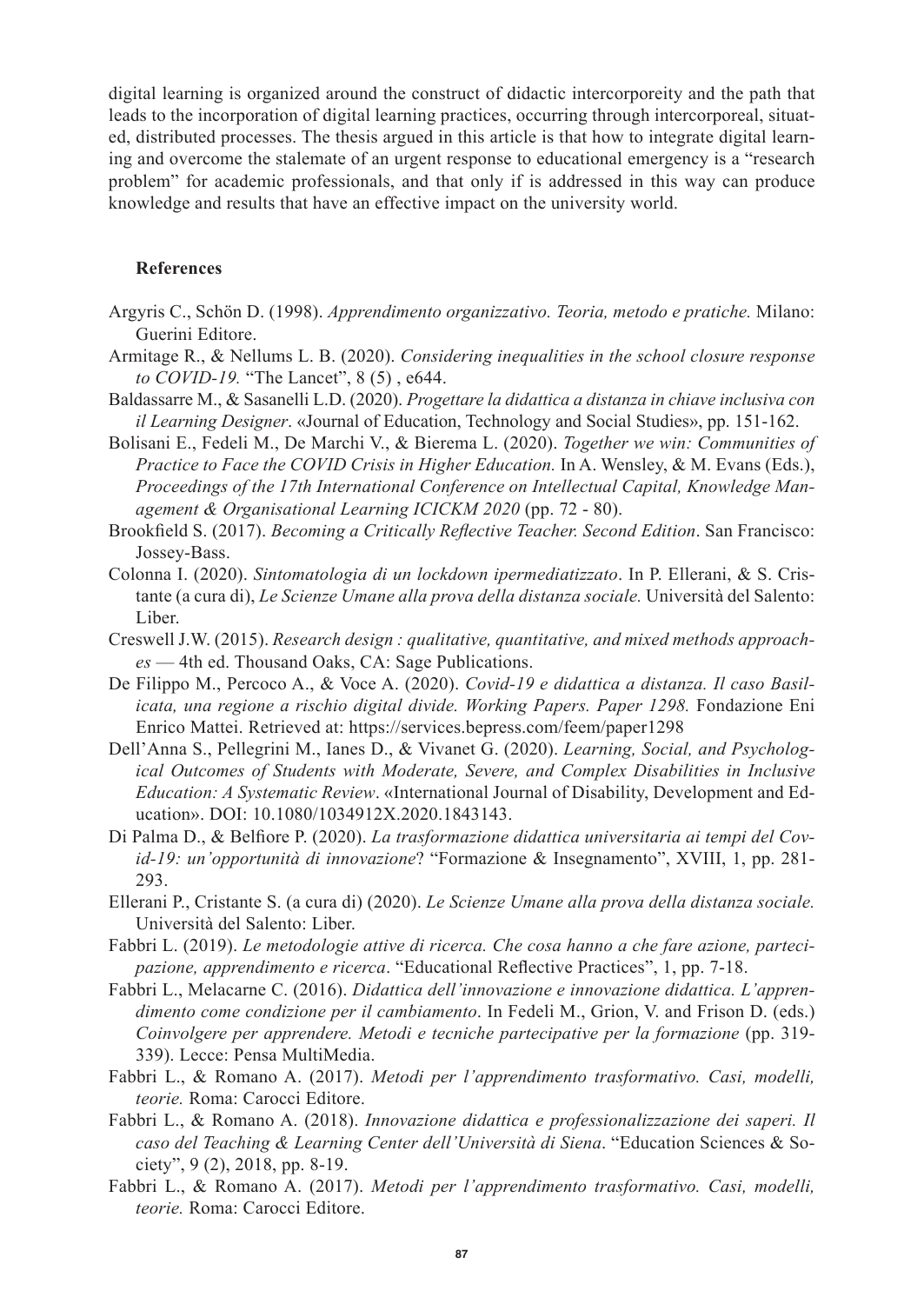digital learning is organized around the construct of didactic intercorporeity and the path that leads to the incorporation of digital learning practices, occurring through intercorporeal, situated, distributed processes. The thesis argued in this article is that how to integrate digital learning and overcome the stalemate of an urgent response to educational emergency is a "research problem" for academic professionals, and that only if is addressed in this way can produce knowledge and results that have an effective impact on the university world.

## References

Argyris C., Schön D. (1998). *Apprendimento organizzativo. Teoria, metodo e pratiche.* Milano: Guerini Editore.

Armitage R., & Nellums L. B. (2020). *Considering inequalities in the school closure response to COVID-19.* "The Lancet", 8 (5) , e644.

Baldassarre M., & Sasanelli L.D. (2020). *Progettare la didattica a distanza in chiave inclusiva con il Learning Designer*. «Journal of Education, Technology and Social Studies», pp. 151-162.

Bolisani E., Fedeli M., De Marchi V., & Bierema L. (2020). *Together we win: Communities of Practice to Face the COVID Crisis in Higher Education.* In A. Wensley, & M. Evans (Eds.), *Proceedings of the 17th International Conference on Intellectual Capital, Knowledge Management & Organisational Learning ICICKM 2020* (pp. 72 - 80).

Brookfield S. (2017). *Becoming a Critically Reflective Teacher. Second Edition*. San Francisco: Jossey-Bass.

Colonna I. (2020). *Sintomatologia di un lockdown ipermediatizzato*. In P. Ellerani, & S. Cristante (a cura di), *Le Scienze Umane alla prova della distanza sociale.* Università del Salento: Liber.

Creswell J.W. (2015). *Research design : qualitative, quantitative, and mixed methods approaches* — 4th ed. Thousand Oaks, CA: Sage Publications.

De Filippo M., Percoco A., & Voce A. (2020). *Covid-19 e didattica a distanza. Il caso Basilicata, una regione a rischio digital divide. Working Papers. Paper 1298.* Fondazione Eni Enrico Mattei. Retrieved at: https://services.bepress.com/feem/paper1298

Dell'Anna S., Pellegrini M., Ianes D., & Vivanet G. (2020). *Learning, Social, and Psychological Outcomes of Students with Moderate, Severe, and Complex Disabilities in Inclusive Education: A Systematic Review*. «International Journal of Disability, Development and Education». DOI: 10.1080/1034912X.2020.1843143.

Di Palma D., & Belfiore P. (2020). *La trasformazione didattica universitaria ai tempi del Covid-19: un'opportunità di innovazione*? "Formazione & Insegnamento", XVIII, 1, pp. 281-293.

Ellerani P., Cristante S. (a cura di) (2020). *Le Scienze Umane alla prova della distanza sociale.* Università del Salento: Liber.

Fabbri L. (2019). *Le metodologie attive di ricerca. Che cosa hanno a che fare azione, partecipazione, apprendimento e ricerca*. "Educational Reflective Practices", 1, pp. 7-18.

Fabbri L., Melacarne C. (2016). *Didattica dell'innovazione e innovazione didattica. L'apprendimento come condizione per il cambiamento*. In Fedeli M., Grion, V. and Frison D. (eds.) *Coinvolgere per apprendere. Metodi e tecniche partecipative per la formazione* (pp. 319-339). Lecce: Pensa MultiMedia.

Fabbri L., & Romano A. (2017). *Metodi per l'apprendimento trasformativo. Casi, modelli, teorie.* Roma: Carocci Editore.

Fabbri L., & Romano A. (2018). *Innovazione didattica e professionalizzazione dei saperi. Il caso del Teaching & Learning Center dell'Università di Siena*. "Education Sciences & Society", 9 (2), 2018, pp. 8-19.

Fabbri L., & Romano A. (2017). *Metodi per l'apprendimento trasformativo. Casi, modelli, teorie.* Roma: Carocci Editore.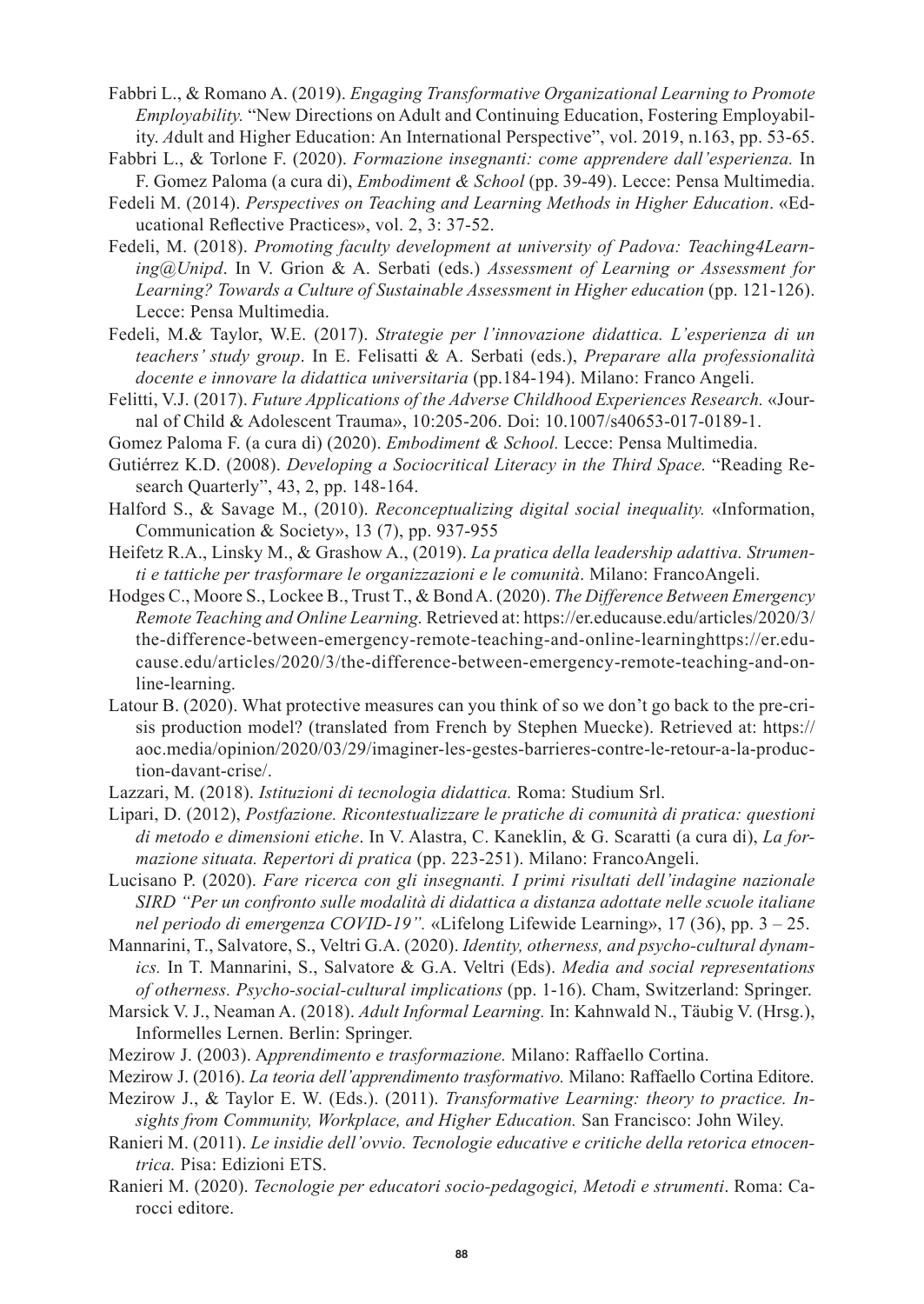Fabbri L., & Romano A. (2019). *Engaging Transformative Organizational Learning to Promote Employability.* "New Directions on Adult and Continuing Education, Fostering Employability. *A*dult and Higher Education: An International Perspective", vol. 2019, n.163, pp. 53-65.

Fabbri L., & Torlone F. (2020). *Formazione insegnanti: come apprendere dall'esperienza.* In F. Gomez Paloma (a cura di), *Embodiment & School* (pp. 39-49). Lecce: Pensa Multimedia.

Fedeli M. (2014). *Perspectives on Teaching and Learning Methods in Higher Education*. «Educational Reflective Practices», vol. 2, 3: 37-52.

Fedeli, M. (2018). *Promoting faculty development at university of Padova: Teaching4Learning@Unipd*. In V. Grion & A. Serbati (eds.) *Assessment of Learning or Assessment for Learning? Towards a Culture of Sustainable Assessment in Higher education* (pp. 121-126). Lecce: Pensa Multimedia.

Fedeli, M.& Taylor, W.E. (2017). *Strategie per l'innovazione didattica. L'esperienza di un teachers' study group*. In E. Felisatti & A. Serbati (eds.), *Preparare alla professionalità docente e innovare la didattica universitaria* (pp.184-194). Milano: Franco Angeli.

Felitti, V.J. (2017). *Future Applications of the Adverse Childhood Experiences Research.* «Journal of Child & Adolescent Trauma», 10:205-206. Doi: 10.1007/s40653-017-0189-1.

Gomez Paloma F. (a cura di) (2020). *Embodiment & School.* Lecce: Pensa Multimedia.

Gutiérrez K.D. (2008). *Developing a Sociocritical Literacy in the Third Space.* "Reading Research Quarterly", 43, 2, pp. 148-164.

Halford S., & Savage M., (2010). *Reconceptualizing digital social inequality.* «Information, Communication & Society», 13 (7), pp. 937-955

Heifetz R.A., Linsky M., & Grashow A., (2019). *La pratica della leadership adattiva. Strumenti e tattiche per trasformare le organizzazioni e le comunità*. Milano: FrancoAngeli.

Hodges C., Moore S., Lockee B., Trust T., & Bond A. (2020). *The Difference Between Emergency Remote Teaching and Online Learning.* Retrieved at: https://er.educause.edu/articles/2020/3/the-difference-between-emergency-remote-teaching-and-online-learninghttps://er.educause.edu/articles/2020/3/the-difference-between-emergency-remote-teaching-and-online-learning.

Latour B. (2020). What protective measures can you think of so we don't go back to the pre-crisis production model? (translated from French by Stephen Muecke). Retrieved at: https://aoc.media/opinion/2020/03/29/imaginer-les-gestes-barrieres-contre-le-retour-a-la-production-davant-crise/.

Lazzari, M. (2018). *Istituzioni di tecnologia didattica.* Roma: Studium Srl.

Lipari, D. (2012), *Postfazione. Ricontestualizzare le pratiche di comunità di pratica: questioni di metodo e dimensioni etiche*. In V. Alastra, C. Kaneklin, & G. Scaratti (a cura di), *La formazione situata. Repertori di pratica* (pp. 223-251). Milano: FrancoAngeli.

Lucisano P. (2020). *Fare ricerca con gli insegnanti. I primi risultati dell'indagine nazionale SIRD "Per un confronto sulle modalità di didattica a distanza adottate nelle scuole italiane nel periodo di emergenza COVID-19".* «Lifelong Lifewide Learning», 17 (36), pp. 3 – 25.

Mannarini, T., Salvatore, S., Veltri G.A. (2020). *Identity, otherness, and psycho-cultural dynamics.* In T. Mannarini, S., Salvatore & G.A. Veltri (Eds). *Media and social representations of otherness. Psycho-social-cultural implications* (pp. 1-16). Cham, Switzerland: Springer.

Marsick V. J., Neaman A. (2018). *Adult Informal Learning.* In: Kahnwald N., Täubig V. (Hrsg.), Informelles Lernen. Berlin: Springer.

Mezirow J. (2003). A*pprendimento e trasformazione.* Milano: Raffaello Cortina.

Mezirow J. (2016). *La teoria dell'apprendimento trasformativo.* Milano: Raffaello Cortina Editore.

Mezirow J., & Taylor E. W. (Eds.). (2011). *Transformative Learning: theory to practice. Insights from Community, Workplace, and Higher Education.* San Francisco: John Wiley.

Ranieri M. (2011). *Le insidie dell'ovvio. Tecnologie educative e critiche della retorica etnocentrica.* Pisa: Edizioni ETS.

Ranieri M. (2020). *Tecnologie per educatori socio-pedagogici, Metodi e strumenti*. Roma: Carocci editore.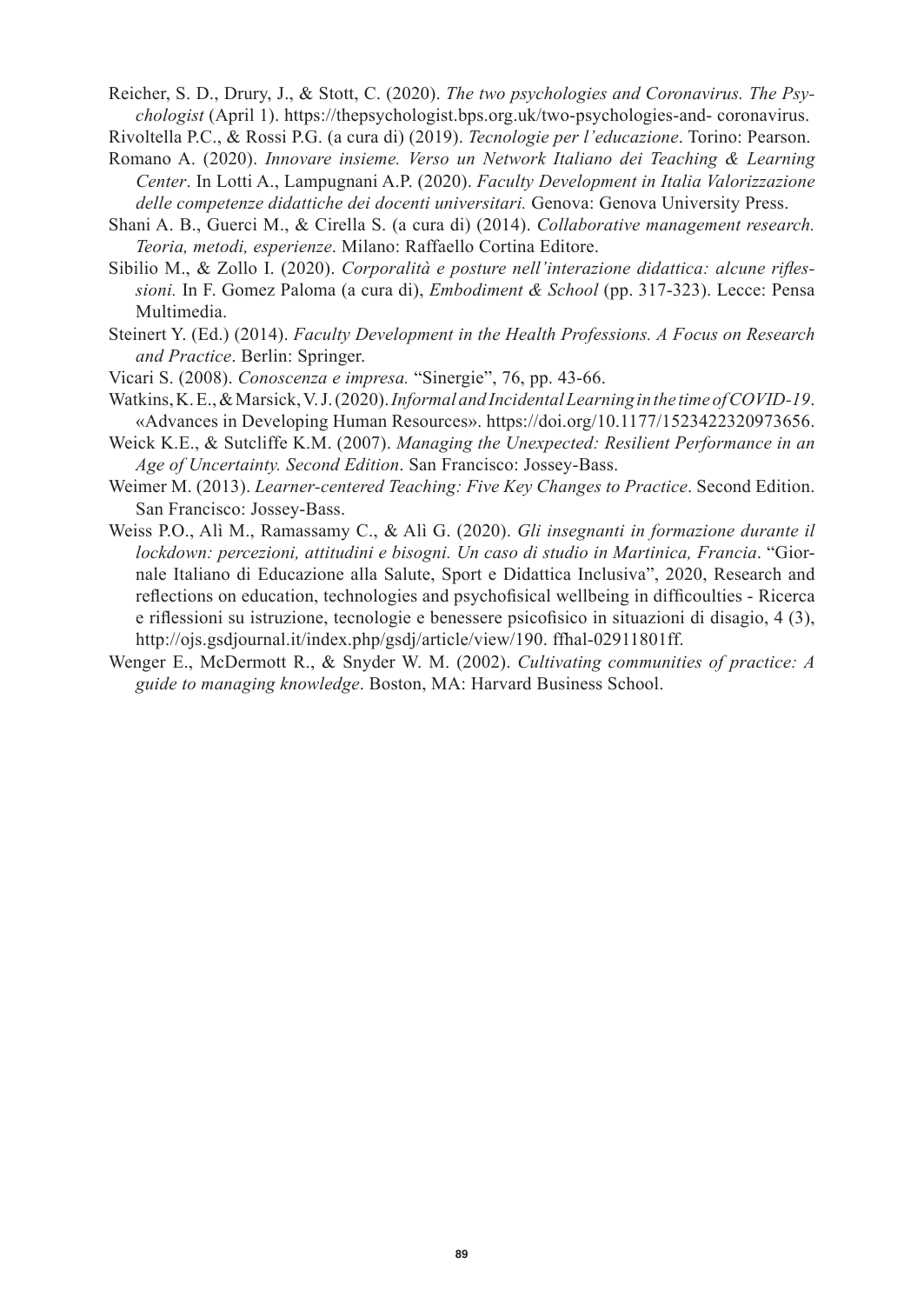Reicher, S. D., Drury, J., & Stott, C. (2020). *The two psychologies and Coronavirus. The Psychologist* (April 1). https://thepsychologist.bps.org.uk/two-psychologies-and- coronavirus.

Rivoltella P.C., & Rossi P.G. (a cura di) (2019). *Tecnologie per l'educazione*. Torino: Pearson.

Romano A. (2020). *Innovare insieme. Verso un Network Italiano dei Teaching & Learning Center*. In Lotti A., Lampugnani A.P. (2020). *Faculty Development in Italia Valorizzazione delle competenze didattiche dei docenti universitari.* Genova: Genova University Press.

Shani A. B., Guerci M., & Cirella S. (a cura di) (2014). *Collaborative management research. Teoria, metodi, esperienze*. Milano: Raffaello Cortina Editore.

Sibilio M., & Zollo I. (2020). *Corporalità e posture nell'interazione didattica: alcune riflessioni.* In F. Gomez Paloma (a cura di), *Embodiment & School* (pp. 317-323). Lecce: Pensa Multimedia.

Steinert Y. (Ed.) (2014). *Faculty Development in the Health Professions. A Focus on Research and Practice*. Berlin: Springer.

Vicari S. (2008). *Conoscenza e impresa.* "Sinergie", 76, pp. 43-66.

Watkins, K. E., & Marsick, V. J. (2020). *Informal and Incidental Learning in the time of COVID-19*. «Advances in Developing Human Resources». https://doi.org/10.1177/1523422320973656.

Weick K.E., & Sutcliffe K.M. (2007). *Managing the Unexpected: Resilient Performance in an Age of Uncertainty. Second Edition*. San Francisco: Jossey-Bass.

Weimer M. (2013). *Learner-centered Teaching: Five Key Changes to Practice*. Second Edition. San Francisco: Jossey-Bass.

Weiss P.O., Alì M., Ramassamy C., & Alì G. (2020). *Gli insegnanti in formazione durante il lockdown: percezioni, attitudini e bisogni. Un caso di studio in Martinica, Francia*. "Giornale Italiano di Educazione alla Salute, Sport e Didattica Inclusiva", 2020, Research and reflections on education, technologies and psychofisical wellbeing in difficoulties - Ricerca e riflessioni su istruzione, tecnologie e benessere psicofisico in situazioni di disagio, 4 (3), http://ojs.gsdjournal.it/index.php/gsdj/article/view/190. ffhal-02911801ff.

Wenger E., McDermott R., & Snyder W. M. (2002). *Cultivating communities of practice: A guide to managing knowledge*. Boston, MA: Harvard Business School.